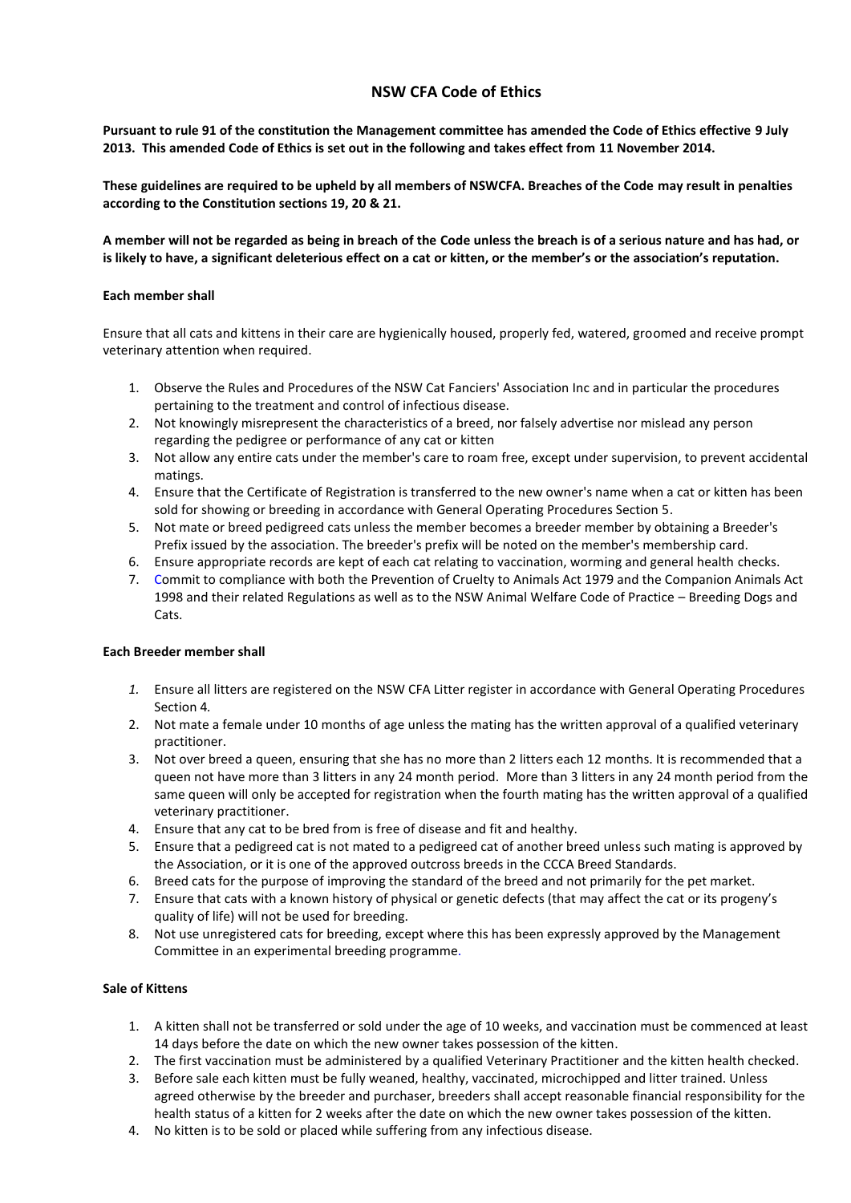# NSW CFA Code of Ethics

**Pursuant to rule 91 of the constitution the Management committee has amended the Code of Ethics effective 9 July 2013. This amended Code of Ethics is set out in the following and takes effect from 11 November 2014.**

**These guidelines are required to be upheld by all members of NSWCFA. Breaches of the Code may result in penalties according to the Constitution sections 19, 20 & 21.**

**A member will not be regarded as being in breach of the Code unless the breach is of a serious nature and has had, or is likely to have, a significant deleterious effect on a cat or kitten, or the member's or the association's reputation.**

**Each member shall**

Ensure that all cats and kittens in their care are hygienically housed, properly fed, watered, groomed and receive prompt veterinary attention when required.

1. Observe the Rules and Procedures of the NSW Cat Fanciers' Association Inc and in particular the procedures pertaining to the treatment and control of infectious disease.
2. Not knowingly misrepresent the characteristics of a breed, nor falsely advertise nor mislead any person regarding the pedigree or performance of any cat or kitten
3. Not allow any entire cats under the member's care to roam free, except under supervision, to prevent accidental matings.
4. Ensure that the Certificate of Registration is transferred to the new owner's name when a cat or kitten has been sold for showing or breeding in accordance with General Operating Procedures Section 5.
5. Not mate or breed pedigreed cats unless the member becomes a breeder member by obtaining a Breeder's Prefix issued by the association. The breeder's prefix will be noted on the member's membership card.
6. Ensure appropriate records are kept of each cat relating to vaccination, worming and general health checks.
7. Commit to compliance with both the Prevention of Cruelty to Animals Act 1979 and the Companion Animals Act 1998 and their related Regulations as well as to the NSW Animal Welfare Code of Practice – Breeding Dogs and Cats.

**Each Breeder member shall**

1. Ensure all litters are registered on the NSW CFA Litter register in accordance with General Operating Procedures Section 4.
2. Not mate a female under 10 months of age unless the mating has the written approval of a qualified veterinary practitioner.
3. Not over breed a queen, ensuring that she has no more than 2 litters each 12 months. It is recommended that a queen not have more than 3 litters in any 24 month period. More than 3 litters in any 24 month period from the same queen will only be accepted for registration when the fourth mating has the written approval of a qualified veterinary practitioner.
4. Ensure that any cat to be bred from is free of disease and fit and healthy.
5. Ensure that a pedigreed cat is not mated to a pedigreed cat of another breed unless such mating is approved by the Association, or it is one of the approved outcross breeds in the CCCA Breed Standards.
6. Breed cats for the purpose of improving the standard of the breed and not primarily for the pet market.
7. Ensure that cats with a known history of physical or genetic defects (that may affect the cat or its progeny's quality of life) will not be used for breeding.
8. Not use unregistered cats for breeding, except where this has been expressly approved by the Management Committee in an experimental breeding programme.

**Sale of Kittens**

1. A kitten shall not be transferred or sold under the age of 10 weeks, and vaccination must be commenced at least 14 days before the date on which the new owner takes possession of the kitten.
2. The first vaccination must be administered by a qualified Veterinary Practitioner and the kitten health checked.
3. Before sale each kitten must be fully weaned, healthy, vaccinated, microchipped and litter trained. Unless agreed otherwise by the breeder and purchaser, breeders shall accept reasonable financial responsibility for the health status of a kitten for 2 weeks after the date on which the new owner takes possession of the kitten.
4. No kitten is to be sold or placed while suffering from any infectious disease.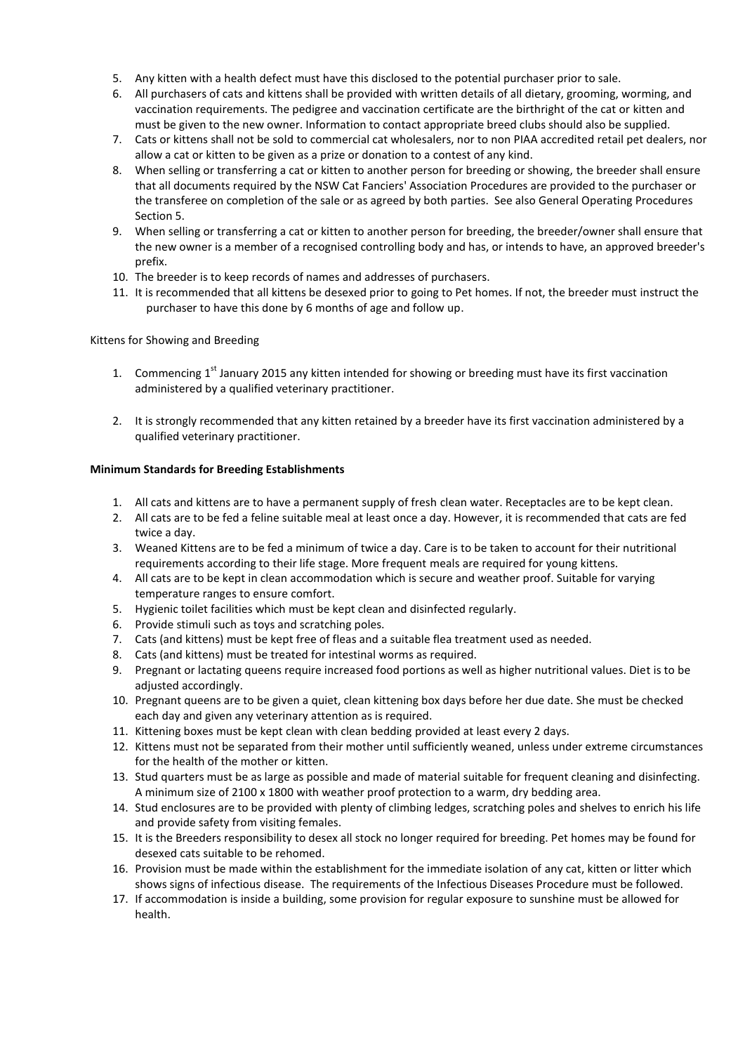5. Any kitten with a health defect must have this disclosed to the potential purchaser prior to sale.
6. All purchasers of cats and kittens shall be provided with written details of all dietary, grooming, worming, and vaccination requirements. The pedigree and vaccination certificate are the birthright of the cat or kitten and must be given to the new owner. Information to contact appropriate breed clubs should also be supplied.
7. Cats or kittens shall not be sold to commercial cat wholesalers, nor to non PIAA accredited retail pet dealers, nor allow a cat or kitten to be given as a prize or donation to a contest of any kind.
8. When selling or transferring a cat or kitten to another person for breeding or showing, the breeder shall ensure that all documents required by the NSW Cat Fanciers' Association Procedures are provided to the purchaser or the transferee on completion of the sale or as agreed by both parties. See also General Operating Procedures Section 5.
9. When selling or transferring a cat or kitten to another person for breeding, the breeder/owner shall ensure that the new owner is a member of a recognised controlling body and has, or intends to have, an approved breeder's prefix.
10. The breeder is to keep records of names and addresses of purchasers.
11. It is recommended that all kittens be desexed prior to going to Pet homes. If not, the breeder must instruct the purchaser to have this done by 6 months of age and follow up.

Kittens for Showing and Breeding

1. Commencing 1st January 2015 any kitten intended for showing or breeding must have its first vaccination administered by a qualified veterinary practitioner.
2. It is strongly recommended that any kitten retained by a breeder have its first vaccination administered by a qualified veterinary practitioner.

**Minimum Standards for Breeding Establishments**

1. All cats and kittens are to have a permanent supply of fresh clean water. Receptacles are to be kept clean.
2. All cats are to be fed a feline suitable meal at least once a day. However, it is recommended that cats are fed twice a day.
3. Weaned Kittens are to be fed a minimum of twice a day. Care is to be taken to account for their nutritional requirements according to their life stage. More frequent meals are required for young kittens.
4. All cats are to be kept in clean accommodation which is secure and weather proof. Suitable for varying temperature ranges to ensure comfort.
5. Hygienic toilet facilities which must be kept clean and disinfected regularly.
6. Provide stimuli such as toys and scratching poles.
7. Cats (and kittens) must be kept free of fleas and a suitable flea treatment used as needed.
8. Cats (and kittens) must be treated for intestinal worms as required.
9. Pregnant or lactating queens require increased food portions as well as higher nutritional values. Diet is to be adjusted accordingly.
10. Pregnant queens are to be given a quiet, clean kittening box days before her due date. She must be checked each day and given any veterinary attention as is required.
11. Kittening boxes must be kept clean with clean bedding provided at least every 2 days.
12. Kittens must not be separated from their mother until sufficiently weaned, unless under extreme circumstances for the health of the mother or kitten.
13. Stud quarters must be as large as possible and made of material suitable for frequent cleaning and disinfecting. A minimum size of 2100 x 1800 with weather proof protection to a warm, dry bedding area.
14. Stud enclosures are to be provided with plenty of climbing ledges, scratching poles and shelves to enrich his life and provide safety from visiting females.
15. It is the Breeders responsibility to desex all stock no longer required for breeding. Pet homes may be found for desexed cats suitable to be rehomed.
16. Provision must be made within the establishment for the immediate isolation of any cat, kitten or litter which shows signs of infectious disease. The requirements of the Infectious Diseases Procedure must be followed.
17. If accommodation is inside a building, some provision for regular exposure to sunshine must be allowed for health.